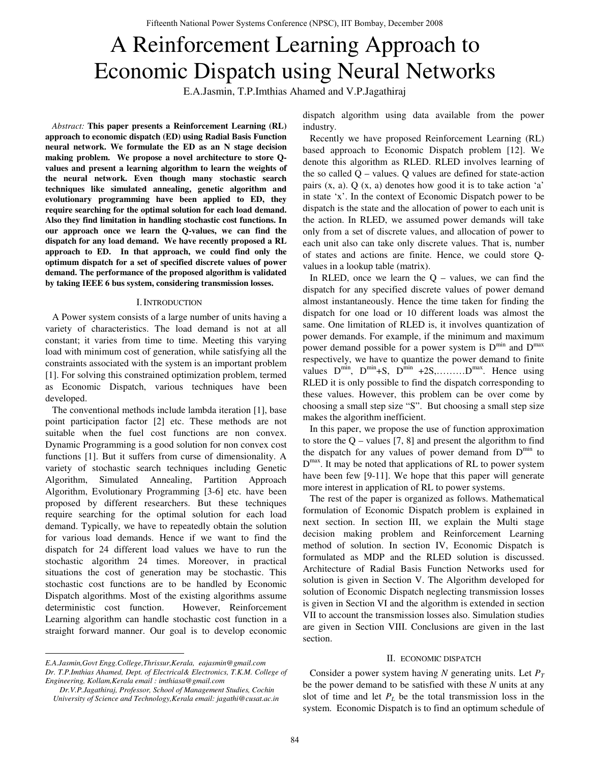# A Reinforcement Learning Approach to Economic Dispatch using Neural Networks

E.A.Jasmin, T.P.Imthias Ahamed and V.P.Jagathiraj

*Abstract:* **This paper presents a Reinforcement Learning (RL) approach to economic dispatch (ED) using Radial Basis Function neural network. We formulate the ED as an N stage decision making problem. We propose a novel architecture to store Q-values and present a learning algorithm to learn the weights of the neural network. Even though many stochastic search techniques like simulated annealing, genetic algorithm and evolutionary programming have been applied to ED, they require searching for the optimal solution for each load demand. Also they find limitation in handling stochastic cost functions. In our approach once we learn the Q-values, we can find the dispatch for any load demand. We have recently proposed a RL approach to ED. In that approach, we could find only the optimum dispatch for a set of specified discrete values of power demand. The performance of the proposed algorithm is validated by taking IEEE 6 bus system, considering transmission losses.**

## I. INTRODUCTION

A Power system consists of a large number of units having a variety of characteristics. The load demand is not at all constant; it varies from time to time. Meeting this varying load with minimum cost of generation, while satisfying all the constraints associated with the system is an important problem [1]. For solving this constrained optimization problem, termed as Economic Dispatch, various techniques have been developed.

The conventional methods include lambda iteration [1], base point participation factor [2] etc. These methods are not suitable when the fuel cost functions are non convex. Dynamic Programming is a good solution for non convex cost functions [1]. But it suffers from curse of dimensionality. A variety of stochastic search techniques including Genetic Algorithm, Simulated Annealing, Partition Approach Algorithm, Evolutionary Programming [3-6] etc. have been proposed by different researchers. But these techniques require searching for the optimal solution for each load demand. Typically, we have to repeatedly obtain the solution for various load demands. Hence if we want to find the dispatch for 24 different load values we have to run the stochastic algorithm 24 times. Moreover, in practical situations the cost of generation may be stochastic. This stochastic cost functions are to be handled by Economic Dispatch algorithms. Most of the existing algorithms assume deterministic cost function. However, Reinforcement Learning algorithm can handle stochastic cost function in a straight forward manner. Our goal is to develop economic dispatch algorithm using data available from the power industry.

Recently we have proposed Reinforcement Learning (RL) based approach to Economic Dispatch problem [12]. We denote this algorithm as RLED. RLED involves learning of the so called Q – values. Q values are defined for state-action pairs (x, a). Q (x, a) denotes how good it is to take action 'a' in state 'x'. In the context of Economic Dispatch power to be dispatch is the state and the allocation of power to each unit is the action. In RLED, we assumed power demands will take only from a set of discrete values, and allocation of power to each unit also can take only discrete values. That is, number of states and actions are finite. Hence, we could store Q-values in a lookup table (matrix).

In RLED, once we learn the Q – values, we can find the dispatch for any specified discrete values of power demand almost instantaneously. Hence the time taken for finding the dispatch for one load or 10 different loads was almost the same. One limitation of RLED is, it involves quantization of power demands. For example, if the minimum and maximum power demand possible for a power system is $D^{min}$ and $D^{max}$ respectively, we have to quantize the power demand to finite values $D^{min}$, $D^{min}$+S, $D^{min}$ +2S,………$D^{max}$. Hence using RLED it is only possible to find the dispatch corresponding to these values. However, this problem can be over come by choosing a small step size "S". But choosing a small step size makes the algorithm inefficient.

In this paper, we propose the use of function approximation to store the Q – values [7, 8] and present the algorithm to find the dispatch for any values of power demand from $D^{min}$ to $D^{max}$. It may be noted that applications of RL to power system have been few [9-11]. We hope that this paper will generate more interest in application of RL to power systems.

The rest of the paper is organized as follows. Mathematical formulation of Economic Dispatch problem is explained in next section. In section III, we explain the Multi stage decision making problem and Reinforcement Learning method of solution. In section IV, Economic Dispatch is formulated as MDP and the RLED solution is discussed. Architecture of Radial Basis Function Networks used for solution is given in Section V. The Algorithm developed for solution of Economic Dispatch neglecting transmission losses is given in Section VI and the algorithm is extended in section VII to account the transmission losses also. Simulation studies are given in Section VIII. Conclusions are given in the last section.

## II. ECONOMIC DISPATCH

Consider a power system having *N* generating units. Let $P_T$ be the power demand to be satisfied with these *N* units at any slot of time and let $P_L$ be the total transmission loss in the system. Economic Dispatch is to find an optimum schedule of

---

*E.A.Jasmin,Govt Engg.College,Thrissur,Kerala, eajasmin@gmail.com*
*Dr. T.P.Imthias Ahamed, Dept. of Electrical& Electronics, T.K.M. College of Engineering, Kollam,Kerala email : imthiasa@gmail.com*
*Dr.V.P.Jagathiraj, Professor, School of Management Studies, Cochin University of Science and Technology,Kerala email: jagathi@cusat.ac.in*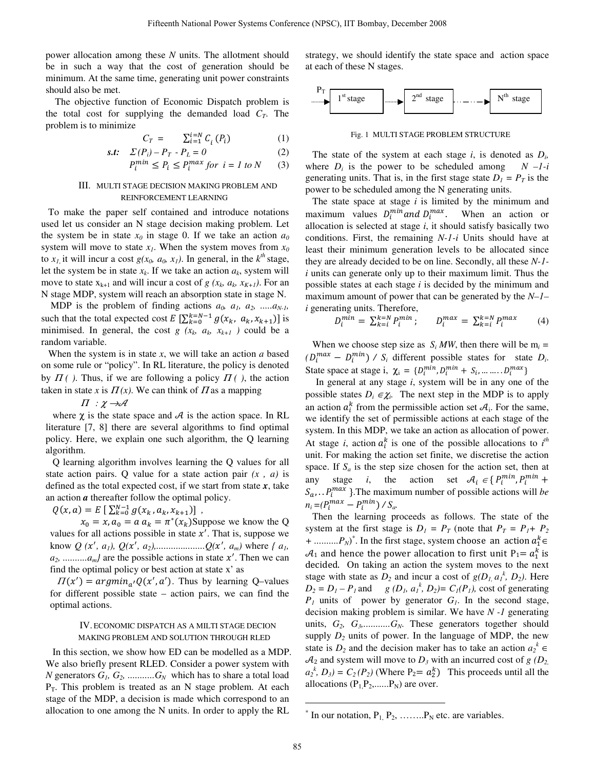power allocation among these *N* units. The allotment should be in such a way that the cost of generation should be minimum. At the same time, generating unit power constraints should also be met.

The objective function of Economic Dispatch problem is the total cost for supplying the demanded load $C_T$. The problem is to minimize

$$C_T = \sum_{i=1}^{i=N} C_i(P_i) \quad (1)$$

$$\textbf{s.t:} \quad \Sigma(P_i) - P_T - P_L = 0 \quad (2)$$

$$P_i^{min} \leq P_i \leq P_i^{max} \; for \; i = 1 \; to \; N \quad (3)$$

## III. MULTI STAGE DECISION MAKING PROBLEM AND REINFORCEMENT LEARNING

To make the paper self contained and introduce notations used let us consider an N stage decision making problem. Let the system be in state $x_0$ in stage 0. If we take an action $a_0$ system will move to state $x_1$. When the system moves from $x_0$ to $x_1$, it will incur a cost $g(x_0, a_0, x_1)$. In general, in the $k^{th}$ stage, let the system be in state $x_k$. If we take an action $a_k$, system will move to state $x_{k+1}$ and will incur a cost of $g(x_k, a_k, x_{K+1})$. For an N stage MDP, system will reach an absorption state in stage N.

MDP is the problem of finding actions $a_0, a_1, a_2, \ldots a_{N-1}$, such that the total expected cost $E\left[\sum_{k=0}^{k=N-1} g(x_k, a_k, x_{k+1})\right]$ is minimised. In general, the cost $g(x_k, a_k, x_{k+1})$ could be a random variable.

When the system is in state *x*, we will take an action *a* based on some rule or "policy". In RL literature, the policy is denoted by $\Pi(\;)$. Thus, if we are following a policy $\Pi(\;)$, the action taken in state *x* is $\Pi(x)$. We can think of $\Pi$ as a mapping

$$\Pi : \chi \rightarrow \mathcal{A}$$

where $\chi$ is the state space and $\mathcal{A}$ is the action space. In RL literature [7, 8] there are several algorithms to find optimal policy. Here, we explain one such algorithm, the Q learning algorithm.

Q learning algorithm involves learning the Q values for all state action pairs. Q value for a state action pair $(x, a)$ is defined as the total expected cost, if we start from state $\boldsymbol{x}$, take an action $\boldsymbol{a}$ thereafter follow the optimal policy.

$$Q(x,a) = E\left[\sum_{k=0}^{N-1} g(x_k, a_k, x_{k+1})\right],$$

$$x_0 = x, a_0 = a \; a_k = \pi^*(x_k)$$

Suppose we know the Q values for all actions possible in state $x'$. That is, suppose we know $Q(x', a_1), Q(x', a_2), \ldots Q(x', a_m)$ where $\{a_1, a_2, \ldots a_m\}$ are the possible actions in state $x'$. Then we can find the optimal policy or best action at state x' as

$\Pi(x') = argmin_{a'} Q(x', a')$. Thus by learning Q–values for different possible state – action pairs, we can find the optimal actions.

## IV. ECONOMIC DISPATCH AS A MILTI STAGE DECION MAKING PROBLEM AND SOLUTION THROUGH RLED

In this section, we show how ED can be modelled as a MDP. We also briefly present RLED. Consider a power system with *N* generators $G_1, G_2, \ldots G_N$ which has to share a total load $P_T$. This problem is treated as an N stage problem. At each stage of the MDP, a decision is made which correspond to an allocation to one among the N units. In order to apply the RL strategy, we should identify the state space and action space at each of these N stages.

$P_T$ → 1st stage → 2nd stage → … → Nth stage

Fig. 1 MULTI STAGE PROBLEM STRUCTURE

The state of the system at each stage *i*, is denoted as $D_i$, where $D_i$ is the power to be scheduled among $N-1-i$ generating units. That is, in the first stage state $D_1 = P_T$ is the power to be scheduled among the N generating units.

The state space at stage *i* is limited by the minimum and maximum values $D_i^{min} \, and \, D_i^{max}$. When an action or allocation is selected at stage *i*, it should satisfy basically two conditions. First, the remaining *N-1-i* Units should have at least their minimum generation levels to be allocated since they are already decided to be on line. Secondly, all these *N-1-i* units can generate only up to their maximum limit. Thus the possible states at each stage *i* is decided by the minimum and maximum amount of power that can be generated by the *N–1–i* generating units. Therefore,

$$D_i^{min} = \sum_{k=i}^{k=N} P_i^{min}; \qquad D_i^{max} = \sum_{k=i}^{k=N} P_i^{max} \quad (4)$$

When we choose step size as $S_i$ *MW*, then there will be $m_i = (D_i^{max} - D_i^{min}) / S_i$ different possible states for state $D_i$. State space at stage i, $\chi_i = \{D_i^{min}, D_i^{min} + S_i, \ldots \ldots . D_i^{max}\}$

In general at any stage *i*, system will be in any one of the possible states $D_i \in \chi_i$. The next step in the MDP is to apply an action $a_i^k$ from the permissible action set $\mathcal{A}_i$. For the same, we identify the set of permissible actions at each stage of the system. In this MDP, we take an action as allocation of power. At stage *i*, action $a_i^k$ is one of the possible allocations to $i^{th}$ unit. For making the action set finite, we discretise the action space. If $S_a$ is the step size chosen for the action set, then at any stage *i*, the action set $\mathcal{A}_i \in \{P_i^{min}, P_i^{min} + S_a, \ldots P_i^{max}\}$. The maximum number of possible actions will *be* $n_i = (P_i^{max} - P_i^{min}) / S_a$.

Then the learning proceeds as follows. The state of the system at the first stage is $D_1 = P_T$ (note that $P_T = P_1 + P_2 + \ldots P_N$)[*]. In the first stage, system choose an action $a_1^k \in \mathcal{A}_1$ and hence the power allocation to first unit $P_1 = a_1^k$ is decided. On taking an action the system moves to the next stage with state as $D_2$ and incur a cost of $g(D_1, a_1^k, D_2)$. Here $D_2 = D_1 - P_1$ and $g(D_1, a_1^k, D_2) = C_1(P_1)$, cost of generating $P_1$ units of power by generator $G_1$. In the second stage, decision making problem is similar. We have *N -1* generating units, $G_2, G_3, \ldots G_N$. These generators together should supply $D_2$ units of power. In the language of MDP, the new state is $D_2$ and the decision maker has to take an action $a_2^k \in \mathcal{A}_2$ and system will move to $D_3$ with an incurred cost of $g(D_2, a_2^k, D_3) = C_2(P_2)$ (Where $P_2 = a_2^k$) This proceeds until all the allocations $(P_1, P_2, \ldots P_N)$ are over.

---

[*] In our notation, $P_1, P_2, \ldots P_N$ etc. are variables.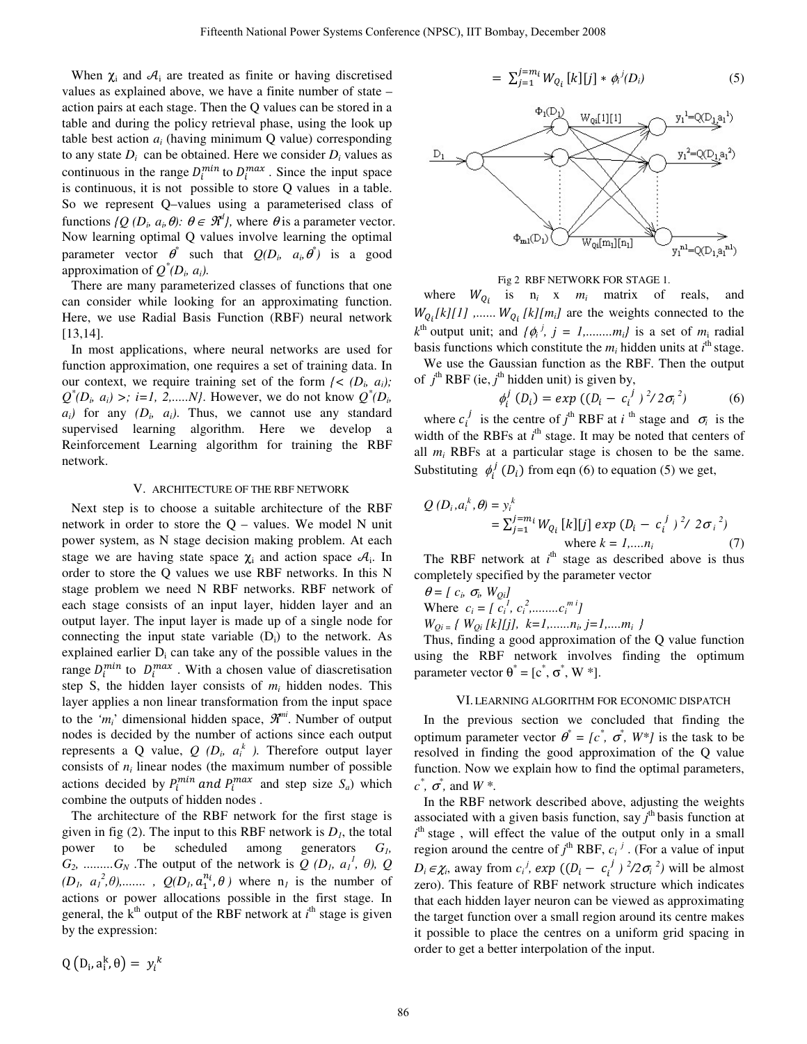When $\chi_i$ and $\mathcal{A}_i$ are treated as finite or having discretised values as explained above, we have a finite number of state – action pairs at each stage. Then the Q values can be stored in a table and during the policy retrieval phase, using the look up table best action $a_i$ (having minimum Q value) corresponding to any state $D_i$ can be obtained. Here we consider $D_i$ values as continuous in the range $D_i^{min}$ to $D_i^{max}$ . Since the input space is continuous, it is not possible to store Q values in a table. So we represent Q–values using a parameterised class of functions $\{Q(D_i, a_i, \theta): \theta \in \Re^l\}$, where $\theta$ is a parameter vector. Now learning optimal Q values involve learning the optimal parameter vector $\theta^*$ such that $Q(D_i, a_i, \theta^*)$ is a good approximation of $Q^*(D_i, a_i)$.

There are many parameterized classes of functions that one can consider while looking for an approximating function. Here, we use Radial Basis Function (RBF) neural network [13,14].

In most applications, where neural networks are used for function approximation, one requires a set of training data. In our context, we require training set of the form $\{< (D_i, a_i); Q^*(D_i, a_i) >; i=1, 2, .....N\}$. However, we do not know $Q^*(D_i, a_i)$ for any $(D_i, a_i)$. Thus, we cannot use any standard supervised learning algorithm. Here we develop a Reinforcement Learning algorithm for training the RBF network.

## V. ARCHITECTURE OF THE RBF NETWORK

Next step is to choose a suitable architecture of the RBF network in order to store the Q – values. We model N unit power system, as N stage decision making problem. At each stage we are having state space $\chi_i$ and action space $\mathcal{A}_i$. In order to store the Q values we use RBF networks. In this N stage problem we need N RBF networks. RBF network of each stage consists of an input layer, hidden layer and an output layer. The input layer is made up of a single node for connecting the input state variable ($D_i$) to the network. As explained earlier $D_i$ can take any of the possible values in the range $D_i^{min}$ to $D_i^{max}$ . With a chosen value of diascretisation step S, the hidden layer consists of $m_i$ hidden nodes. This layer applies a non linear transformation from the input space to the '$m_i$' dimensional hidden space, $\Re^{m_i}$. Number of output nodes is decided by the number of actions since each output represents a Q value, $Q(D_i, a_i^k)$. Therefore output layer consists of $n_i$ linear nodes (the maximum number of possible actions decided by $P_i^{min}$ and $P_i^{max}$ and step size $S_a$) which combine the outputs of hidden nodes .

The architecture of the RBF network for the first stage is given in fig (2). The input to this RBF network is $D_1$, the total power to be scheduled among generators $G_1, G_2, .........G_N$ .The output of the network is $Q(D_1, a_1^1, \theta)$, $Q(D_1, a_1^2, \theta)$,....... , $Q(D_1, a_1^{n_1}, \theta)$ where $n_1$ is the number of actions or power allocations possible in the first stage. In general, the k[th] output of the RBF network at $i^{th}$ stage is given by the expression:

$$Q(D_i, a_i^k, \theta) = y_i^k$$

$$= \sum_{j=1}^{j=m_i} W_{Q_i}[k][j] * \phi_i^j(D_i) \tag{5}$$

Fig 2 RBF NETWORK FOR STAGE 1.

where $W_{Q_i}$ is $n_i$ x $m_i$ matrix of reals, and $W_{Q_i}[k][1]$ ,...... $W_{Q_i}[k][m_i]$ are the weights connected to the $k^{th}$ output unit; and $\{\phi_i^j, j = 1,........m_i\}$ is a set of $m_i$ radial basis functions which constitute the $m_i$ hidden units at $i^{th}$ stage.

We use the Gaussian function as the RBF. Then the output of $j^{th}$ RBF (ie, $j^{th}$ hidden unit) is given by,

$$\phi_i^j(D_i) = exp((D_i - c_i^j)^2 / 2\sigma_i^2) \tag{6}$$

where $c_i^j$ is the centre of $j^{th}$ RBF at $i^{th}$ stage and $\sigma_i$ is the width of the RBFs at $i^{th}$ stage. It may be noted that centers of all $m_i$ RBFs at a particular stage is chosen to be the same. Substituting $\phi_i^j(D_i)$ from eqn (6) to equation (5) we get,

$$Q(D_i, a_i^k, \theta) = y_i^k$$

$$= \sum_{j=1}^{j=m_i} W_{Q_i}[k][j] \, exp(D_i - c_i^j)^2 / 2\sigma_i^2)$$

$$\text{where } k = 1,....n_i \tag{7}$$

The RBF network at $i^{th}$ stage as described above is thus completely specified by the parameter vector

$\theta = [c_i, \sigma_i, W_{Qi}]$

Where $c_i = [c_i^1, c_i^2, ........c_i^{m_i}]$

$W_{Qi} = \{W_{Qi}[k][j], k=1,......n_i, j=1,....m_i\}$

Thus, finding a good approximation of the Q value function using the RBF network involves finding the optimum parameter vector $\theta^* = [c^*, \sigma^*, W^*]$.

## VI. LEARNING ALGORITHM FOR ECONOMIC DISPATCH

In the previous section we concluded that finding the optimum parameter vector $\theta^* = [c^*, \sigma^*, W^*]$ is the task to be resolved in finding the good approximation of the Q value function. Now we explain how to find the optimal parameters, $c^*$, $\sigma^*$, and $W^*$.

In the RBF network described above, adjusting the weights associated with a given basis function, say $j^{th}$ basis function at $i^{th}$ stage , will effect the value of the output only in a small region around the centre of $j^{th}$ RBF, $c_i^j$ . (For a value of input $D_i \in \chi_i$, away from $c_i^j$, $exp((D_i - c_i^j)^2/2\sigma_i^2)$ will be almost zero). This feature of RBF network structure which indicates that each hidden layer neuron can be viewed as approximating the target function over a small region around its centre makes it possible to place the centres on a uniform grid spacing in order to get a better interpolation of the input.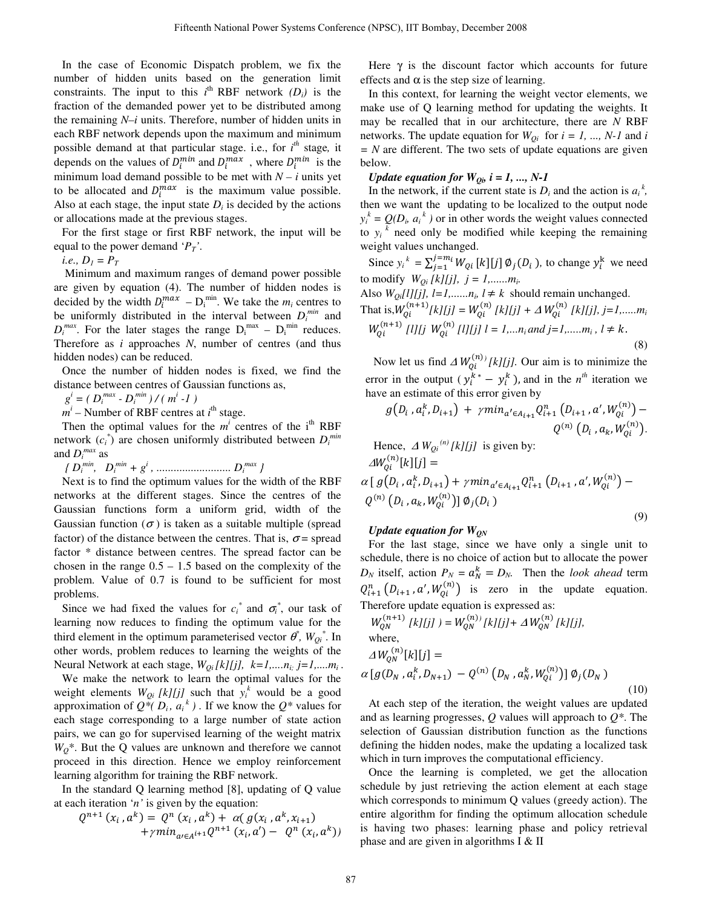In the case of Economic Dispatch problem, we fix the number of hidden units based on the generation limit constraints. The input to this $i^{th}$ RBF network $(D_i)$ is the fraction of the demanded power yet to be distributed among the remaining $N-i$ units. Therefore, number of hidden units in each RBF network depends upon the maximum and minimum possible demand at that particular stage. i.e., for $i^{th}$ stage, it depends on the values of $D_i^{min}$ and $D_i^{max}$ , where $D_i^{min}$ is the minimum load demand possible to be met with $N - i$ units yet to be allocated and $D_i^{max}$ is the maximum value possible. Also at each stage, the input state $D_i$ is decided by the actions or allocations made at the previous stages.

For the first stage or first RBF network, the input will be equal to the power demand '$P_T$'.

*i.e.,* $D_1 = P_T$

Minimum and maximum ranges of demand power possible are given by equation (4). The number of hidden nodes is decided by the width $D_i^{max} - D_i^{min}$. We take the $m_i$ centres to be uniformly distributed in the interval between $D_i^{min}$ and $D_i^{max}$. For the later stages the range $D_i^{max} - D_i^{min}$ reduces. Therefore as $i$ approaches $N$, number of centres (and thus hidden nodes) can be reduced.

Once the number of hidden nodes is fixed, we find the distance between centres of Gaussian functions as,

$g^i = ( D_i^{max} - D_i^{min} ) / ( m^i - 1 )$

$m^i$ – Number of RBF centres at $i^{th}$ stage.

Then the optimal values for the $m^i$ centres of the $i^{th}$ RBF network ($c_i^*$) are chosen uniformly distributed between $D_i^{min}$ and $D_i^{max}$ as

$\{ D_i^{min},\ D_i^{min} + g^i, \ldots\ldots\ldots\ldots\ldots\ldots\ldots\ldots\ldots D_i^{max} \}$

Next is to find the optimum values for the width of the RBF networks at the different stages. Since the centres of the Gaussian functions form a uniform grid, width of the Gaussian function ($\sigma$) is taken as a suitable multiple (spread factor) of the distance between the centres. That is, $\sigma$ = spread factor * distance between centres. The spread factor can be chosen in the range 0.5 – 1.5 based on the complexity of the problem. Value of 0.7 is found to be sufficient for most problems.

Since we had fixed the values for $c_i^*$ and $\sigma_i^*$, our task of learning now reduces to finding the optimum value for the third element in the optimum parameterised vector $\theta^*$, $W_{Qi}^*$. In other words, problem reduces to learning the weights of the Neural Network at each stage, $W_{Qi}[k][j]$, $k=1,\ldots.n_i$; $j=1,\ldots.m_i$.

We make the network to learn the optimal values for the weight elements $W_{Qi}[k][j]$ such that $y_i^k$ would be a good approximation of $Q^*( D_i, a_i^k )$. If we know the $Q^*$ values for each stage corresponding to a large number of state action pairs, we can go for supervised learning of the weight matrix $W_Q^*$. But the Q values are unknown and therefore we cannot proceed in this direction. Hence we employ reinforcement learning algorithm for training the RBF network.

In the standard Q learning method [8], updating of Q value at each iteration '$n$' is given by the equation:

$$Q^{n+1}(x_i, a^k) = Q^n(x_i, a^k) + \alpha( g(x_i, a^k, x_{i+1}) + \gamma min_{a' \in A^{i+1}} Q^{n+1}(x_i, a') - Q^n(x_i, a^k))$$

Here $\gamma$ is the discount factor which accounts for future effects and $\alpha$ is the step size of learning.

In this context, for learning the weight vector elements, we make use of Q learning method for updating the weights. It may be recalled that in our architecture, there are $N$ RBF networks. The update equation for $W_{Qi}$ for $i = 1, \ldots, N-1$ and $i = N$ are different. The two sets of update equations are given below.

***Update equation for $W_{Qi}$, $i = 1, \ldots, N-1$***

In the network, if the current state is $D_i$ and the action is $a_i^k$, then we want the updating to be localized to the output node $y_i^k = Q(D_i, a_i^k)$ or in other words the weight values connected to $y_i^k$ need only be modified while keeping the remaining weight values unchanged.

Since $y_i^k = \sum_{j=1}^{j=m_i} W_{Qi}[k][j]\, \emptyset_j(D_i)$, to change $y_i^k$ we need to modify $W_{Qi}[k][j]$, $j = 1,\ldots\ldots m_i$.

Also $W_{Qi}[l][j]$, $l=1,\ldots\ldots n_i$, $l \neq k$ should remain unchanged.

That is, $W_{Qi}^{(n+1)}[k][j] = W_{Qi}^{(n)}[k][j] + \Delta W_{Qi}^{(n)}[k][j]$, $j=1,\ldots..m_i$

$W_{Qi}^{(n+1)}[l][j\ \ W_{Qi}^{(n)}[l][j]$ $l = 1,\ldots n_i$ and $j=1,\ldots..m_i$, $l \neq k$. (8)

Now let us find $\Delta W_{Qi}^{(n)}[k][j]$. Our aim is to minimize the error in the output ( $y_i^{k*} - y_i^k$ ), and in the $n^{th}$ iteration we have an estimate of this error given by

$$g(D_i, a_i^k, D_{i+1}) + \gamma min_{a' \in A_{i+1}} Q_{i+1}^n(D_{i+1}, a', W_{Qi}^{(n)}) - Q^{(n)}(D_i, a_k, W_{Qi}^{(n)}).$$

Hence, $\Delta W_{Qi}^{(n)}[k][j]$ is given by:

$$\Delta W_{Qi}^{(n)}[k][j] = \alpha\,[\, g(D_i, a_i^k, D_{i+1}) + \gamma min_{a' \in A_{i+1}} Q_{i+1}^n(D_{i+1}, a', W_{Qi}^{(n)}) - Q^{(n)}(D_i, a_k, W_{Qi}^{(n)})]\, \emptyset_j(D_i) \quad (9)$$

***Update equation for $W_{QN}$***

For the last stage, since we have only a single unit to schedule, there is no choice of action but to allocate the power $D_N$ itself, action $P_N = a_N^k = D_N$. Then the *look ahead* term $Q_{i+1}^n(D_{i+1}, a', W_{Qi}^{(n)})$ is zero in the update equation. Therefore update equation is expressed as:

$W_{QN}^{(n+1)}[k][j]\ ) = W_{QN}^{(n)}[k][j] + \Delta W_{QN}^{(n)}[k][j]$,

where,

$$\Delta W_{QN}^{(n)}[k][j] = \alpha\,[g(D_N, a_i^k, D_{N+1}) - Q^{(n)}(D_N, a_N^k, W_{Qi}^{(n)})]\, \emptyset_j(D_N) \quad (10)$$

At each step of the iteration, the weight values are updated and as learning progresses, $Q$ values will approach to $Q^*$. The selection of Gaussian distribution function as the functions defining the hidden nodes, make the updating a localized task which in turn improves the computational efficiency.

Once the learning is completed, we get the allocation schedule by just retrieving the action element at each stage which corresponds to minimum Q values (greedy action). The entire algorithm for finding the optimum allocation schedule is having two phases: learning phase and policy retrieval phase and are given in algorithms I & II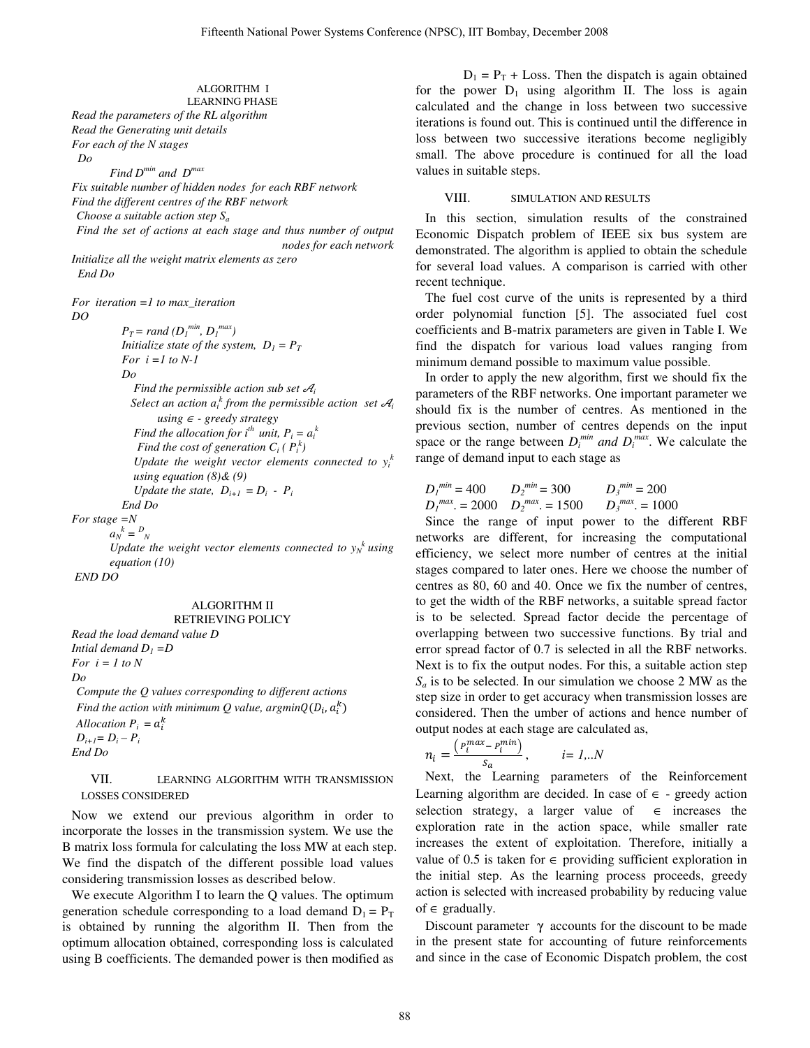ALGORITHM I
LEARNING PHASE

*Read the parameters of the RL algorithm*
*Read the Generating unit details*
*For each of the N stages*
*Do*
*Find $D^{min}$ and $D^{max}$*
*Fix suitable number of hidden nodes for each RBF network*
*Find the different centres of the RBF network*
*Choose a suitable action step $S_a$*
*Find the set of actions at each stage and thus number of output nodes for each network*
*Initialize all the weight matrix elements as zero*
*End Do*

*For iteration =1 to max_iteration*
*DO*
*$P_T$ = rand ($D_1^{min}$, $D_1^{max}$)*
*Initialize state of the system, $D_1 = P_T$*
*For i =1 to N-1*
*Do*
*Find the permissible action sub set $\mathcal{A}_i$*
*Select an action $a_i^k$ from the permissible action set $\mathcal{A}_i$ using $\in$ - greedy strategy*
*Find the allocation for $i^{th}$ unit, $P_i = a_i^k$*
*Find the cost of generation $C_i$ ( $P_i^k$)*
*Update the weight vector elements connected to $y_i^k$ using equation (8)& (9)*
*Update the state, $D_{i+1} = D_i - P_i$*
*End Do*
*For stage =N*
*$a_N^k = {}^D{}_N$*
*Update the weight vector elements connected to $y_N^k$ using equation (10)*
*END DO*

ALGORITHM II
RETRIEVING POLICY

*Read the load demand value D*
*Intial demand $D_1$ =D*
*For i = 1 to N*
*Do*
*Compute the Q values corresponding to different actions*
*Find the action with minimum Q value, argmin$Q(D_i, a_i^k)$*
*Allocation $P_i = a_i^k$*
*$D_{i+1} = D_i - P_i$*
*End Do*

## VII. LEARNING ALGORITHM WITH TRANSMISSION LOSSES CONSIDERED

Now we extend our previous algorithm in order to incorporate the losses in the transmission system. We use the B matrix loss formula for calculating the loss MW at each step. We find the dispatch of the different possible load values considering transmission losses as described below.

We execute Algorithm I to learn the Q values. The optimum generation schedule corresponding to a load demand $D_1 = P_T$ is obtained by running the algorithm II. Then from the optimum allocation obtained, corresponding loss is calculated using B coefficients. The demanded power is then modified as $D_1 = P_T$ + Loss. Then the dispatch is again obtained for the power $D_1$ using algorithm II. The loss is again calculated and the change in loss between two successive iterations is found out. This is continued until the difference in loss between two successive iterations become negligibly small. The above procedure is continued for all the load values in suitable steps.

## VIII. SIMULATION AND RESULTS

In this section, simulation results of the constrained Economic Dispatch problem of IEEE six bus system are demonstrated. The algorithm is applied to obtain the schedule for several load values. A comparison is carried with other recent technique.

The fuel cost curve of the units is represented by a third order polynomial function [5]. The associated fuel cost coefficients and B-matrix parameters are given in Table I. We find the dispatch for various load values ranging from minimum demand possible to maximum value possible.

In order to apply the new algorithm, first we should fix the parameters of the RBF networks. One important parameter we should fix is the number of centres. As mentioned in the previous section, number of centres depends on the input space or the range between $D_i^{min}$ *and* $D_i^{max}$. We calculate the range of demand input to each stage as

$D_1^{min} = 400$ $\quad D_2^{min} = 300$ $\quad D_3^{min} = 200$
$D_1^{max}. = 2000$ $\quad D_2^{max}. = 1500$ $\quad D_3^{max}. = 1000$

Since the range of input power to the different RBF networks are different, for increasing the computational efficiency, we select more number of centres at the initial stages compared to later ones. Here we choose the number of centres as 80, 60 and 40. Once we fix the number of centres, to get the width of the RBF networks, a suitable spread factor is to be selected. Spread factor decide the percentage of overlapping between two successive functions. By trial and error spread factor of 0.7 is selected in all the RBF networks. Next is to fix the output nodes. For this, a suitable action step $S_a$ is to be selected. In our simulation we choose 2 MW as the step size in order to get accuracy when transmission losses are considered. Then the umber of actions and hence number of output nodes at each stage are calculated as,

$$n_i = \frac{\left(P_i^{max} - P_i^{min}\right)}{S_a}, \qquad i = 1,..N$$

Next, the Learning parameters of the Reinforcement Learning algorithm are decided. In case of $\in$ - greedy action selection strategy, a larger value of $\in$ increases the exploration rate in the action space, while smaller rate increases the extent of exploitation. Therefore, initially a value of 0.5 is taken for $\in$ providing sufficient exploration in the initial step. As the learning process proceeds, greedy action is selected with increased probability by reducing value of $\in$ gradually.

Discount parameter $\gamma$ accounts for the discount to be made in the present state for accounting of future reinforcements and since in the case of Economic Dispatch problem, the cost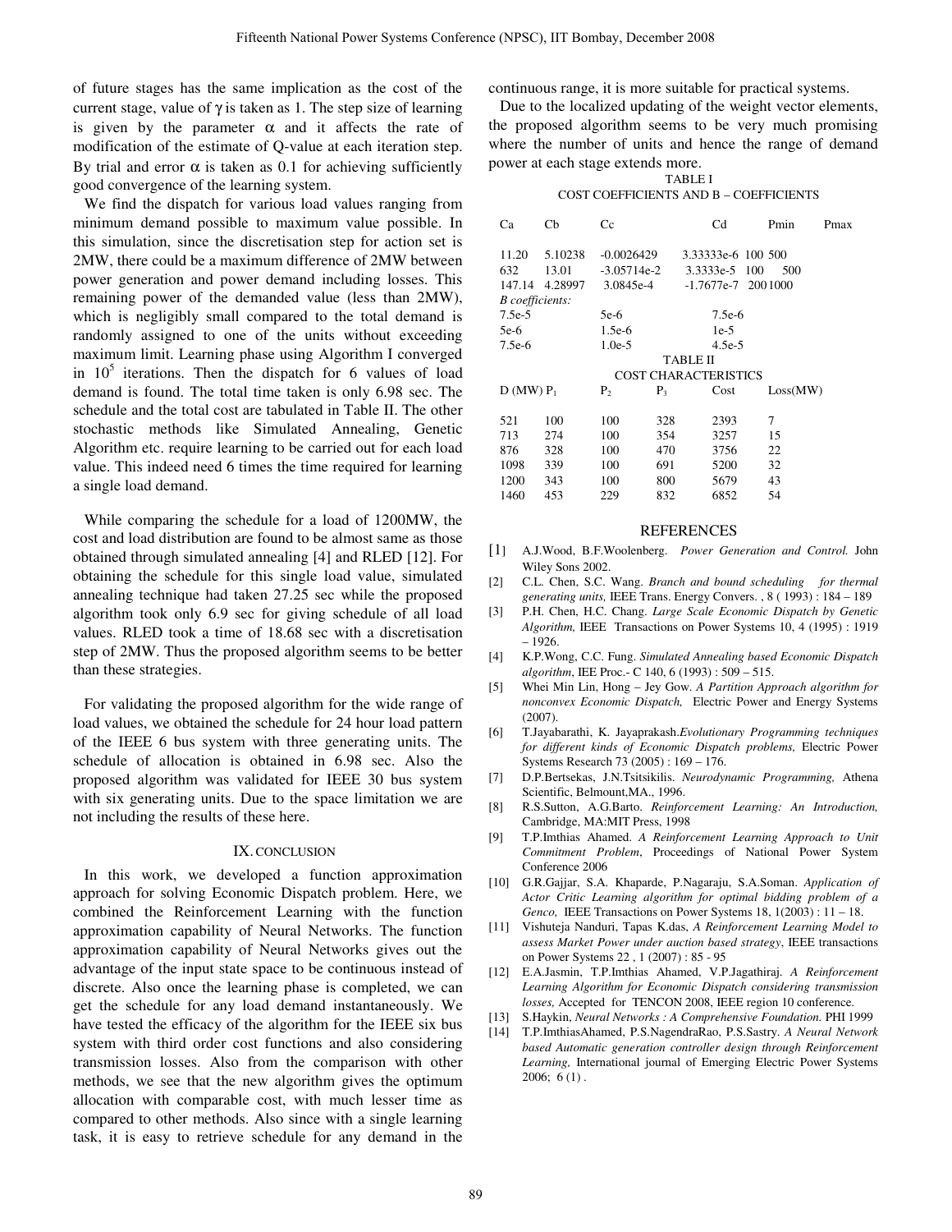of future stages has the same implication as the cost of the current stage, value of $\gamma$ is taken as 1. The step size of learning is given by the parameter $\alpha$ and it affects the rate of modification of the estimate of Q-value at each iteration step. By trial and error $\alpha$ is taken as 0.1 for achieving sufficiently good convergence of the learning system.

We find the dispatch for various load values ranging from minimum demand possible to maximum value possible. In this simulation, since the discretisation step for action set is 2MW, there could be a maximum difference of 2MW between power generation and power demand including losses. This remaining power of the demanded value (less than 2MW), which is negligibly small compared to the total demand is randomly assigned to one of the units without exceeding maximum limit. Learning phase using Algorithm I converged in $10^5$ iterations. Then the dispatch for 6 values of load demand is found. The total time taken is only 6.98 sec. The schedule and the total cost are tabulated in Table II. The other stochastic methods like Simulated Annealing, Genetic Algorithm etc. require learning to be carried out for each load value. This indeed need 6 times the time required for learning a single load demand.

While comparing the schedule for a load of 1200MW, the cost and load distribution are found to be almost same as those obtained through simulated annealing [4] and RLED [12]. For obtaining the schedule for this single load value, simulated annealing technique had taken 27.25 sec while the proposed algorithm took only 6.9 sec for giving schedule of all load values. RLED took a time of 18.68 sec with a discretisation step of 2MW. Thus the proposed algorithm seems to be better than these strategies.

For validating the proposed algorithm for the wide range of load values, we obtained the schedule for 24 hour load pattern of the IEEE 6 bus system with three generating units. The schedule of allocation is obtained in 6.98 sec. Also the proposed algorithm was validated for IEEE 30 bus system with six generating units. Due to the space limitation we are not including the results of these here.

## IX. CONCLUSION

In this work, we developed a function approximation approach for solving Economic Dispatch problem. Here, we combined the Reinforcement Learning with the function approximation capability of Neural Networks. The function approximation capability of Neural Networks gives out the advantage of the input state space to be continuous instead of discrete. Also once the learning phase is completed, we can get the schedule for any load demand instantaneously. We have tested the efficacy of the algorithm for the IEEE six bus system with third order cost functions and also considering transmission losses. Also from the comparison with other methods, we see that the new algorithm gives the optimum allocation with comparable cost, with much lesser time as compared to other methods. Also since with a single learning task, it is easy to retrieve schedule for any demand in the continuous range, it is more suitable for practical systems.

Due to the localized updating of the weight vector elements, the proposed algorithm seems to be very much promising where the number of units and hence the range of demand power at each stage extends more.

TABLE I
COST COEFFICIENTS AND B – COEFFICIENTS

| Ca | Cb | Cc | Cd | Pmin | Pmax |
|---|---|---|---|---|---|
| 11.20 | 5.10238 | -0.0026429 | 3.33333e-6 | 100 | 500 |
| 632 | 13.01 | -3.05714e-2 | 3.3333e-5 | 100 | 500 |
| 147.14 | 4.28997 | 3.0845e-4 | -1.7677e-7 | 200 | 1000 |

*B coefficients:*

| | | |
|---|---|---|
| 7.5e-5 | 5e-6 | 7.5e-6 |
| 5e-6 | 1.5e-6 | 1e-5 |
| 7.5e-6 | 1.0e-5 | 4.5e-5 |

TABLE II
COST CHARACTERISTICS

| D (MW) | $P_1$ | $P_2$ | $P_3$ | Cost | Loss(MW) |
|---|---|---|---|---|---|
| 521 | 100 | 100 | 328 | 2393 | 7 |
| 713 | 274 | 100 | 354 | 3257 | 15 |
| 876 | 328 | 100 | 470 | 3756 | 22 |
| 1098 | 339 | 100 | 691 | 5200 | 32 |
| 1200 | 343 | 100 | 800 | 5679 | 43 |
| 1460 | 453 | 229 | 832 | 6852 | 54 |

## REFERENCES

[1] A.J.Wood, B.F.Woolenberg. *Power Generation and Control.* John Wiley Sons 2002.

[2] C.L. Chen, S.C. Wang. *Branch and bound scheduling for thermal generating units,* IEEE Trans. Energy Convers. , 8 ( 1993) : 184 – 189

[3] P.H. Chen, H.C. Chang. *Large Scale Economic Dispatch by Genetic Algorithm,* IEEE Transactions on Power Systems 10, 4 (1995) : 1919 – 1926.

[4] K.P.Wong, C.C. Fung. *Simulated Annealing based Economic Dispatch algorithm*, IEE Proc.- C 140, 6 (1993) : 509 – 515.

[5] Whei Min Lin, Hong – Jey Gow. *A Partition Approach algorithm for nonconvex Economic Dispatch,* Electric Power and Energy Systems (2007).

[6] T.Jayabarathi, K. Jayaprakash.*Evolutionary Programming techniques for different kinds of Economic Dispatch problems,* Electric Power Systems Research 73 (2005) : 169 – 176.

[7] D.P.Bertsekas, J.N.Tsitsikilis. *Neurodynamic Programming,* Athena Scientific, Belmount,MA., 1996.

[8] R.S.Sutton, A.G.Barto. *Reinforcement Learning: An Introduction,* Cambridge, MA:MIT Press, 1998

[9] T.P.Imthias Ahamed. *A Reinforcement Learning Approach to Unit Commitment Problem*, Proceedings of National Power System Conference 2006

[10] G.R.Gajjar, S.A. Khaparde, P.Nagaraju, S.A.Soman. *Application of Actor Critic Learning algorithm for optimal bidding problem of a Genco,* IEEE Transactions on Power Systems 18, 1(2003) : 11 – 18.

[11] Vishuteja Nanduri, Tapas K.das, *A Reinforcement Learning Model to assess Market Power under auction based strategy*, IEEE transactions on Power Systems 22 , 1 (2007) : 85 - 95

[12] E.A.Jasmin, T.P.Imthias Ahamed, V.P.Jagathiraj. *A Reinforcement Learning Algorithm for Economic Dispatch considering transmission losses,* Accepted for TENCON 2008, IEEE region 10 conference.

[13] S.Haykin, *Neural Networks : A Comprehensive Foundation.* PHI 1999

[14] T.P.ImthiasAhamed, P.S.NagendraRao, P.S.Sastry. *A Neural Network based Automatic generation controller design through Reinforcement Learning,* International journal of Emerging Electric Power Systems 2006; 6 (1) .